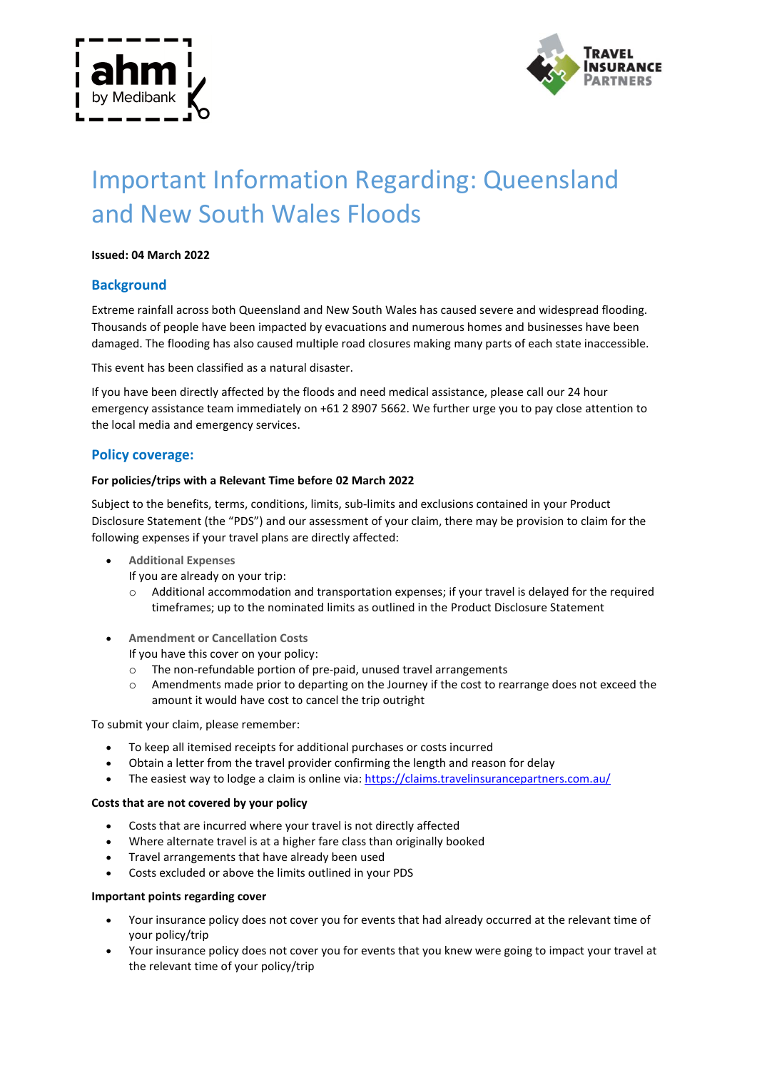# Important Information Regarding: Queensland and New South Wales Floods

**Issued: 04 March 2022**

## Background

Extreme rainfall across both Queensland and New South Wales has caused severe and widespread flooding. Thousands of people have been impacted by evacuations and numerous homes and businesses have been damaged. The flooding has also caused multiple road closures making many parts of each state inaccessible.

This event has been classified as a natural disaster.

If you have been directly affected by the floods and need medical assistance, please call our 24 hour emergency assistance team immediately on +61 2 8907 5662. We further urge you to pay close attention to the local media and emergency services.

## Policy coverage:

### For policies/trips with a Relevant Time before 02 March 2022

Subject to the benefits, terms, conditions, limits, sub-limits and exclusions contained in your Product Disclosure Statement (the "PDS") and our assessment of your claim, there may be provision to claim for the following expenses if your travel plans are directly affected:

- **Additional Expenses**
  If you are already on your trip:
  - Additional accommodation and transportation expenses; if your travel is delayed for the required timeframes; up to the nominated limits as outlined in the Product Disclosure Statement

- **Amendment or Cancellation Costs**
  If you have this cover on your policy:
  - The non-refundable portion of pre-paid, unused travel arrangements
  - Amendments made prior to departing on the Journey if the cost to rearrange does not exceed the amount it would have cost to cancel the trip outright

To submit your claim, please remember:

- To keep all itemised receipts for additional purchases or costs incurred
- Obtain a letter from the travel provider confirming the length and reason for delay
- The easiest way to lodge a claim is online via: https://claims.travelinsurancepartners.com.au/

### Costs that are not covered by your policy

- Costs that are incurred where your travel is not directly affected
- Where alternate travel is at a higher fare class than originally booked
- Travel arrangements that have already been used
- Costs excluded or above the limits outlined in your PDS

### Important points regarding cover

- Your insurance policy does not cover you for events that had already occurred at the relevant time of your policy/trip
- Your insurance policy does not cover you for events that you knew were going to impact your travel at the relevant time of your policy/trip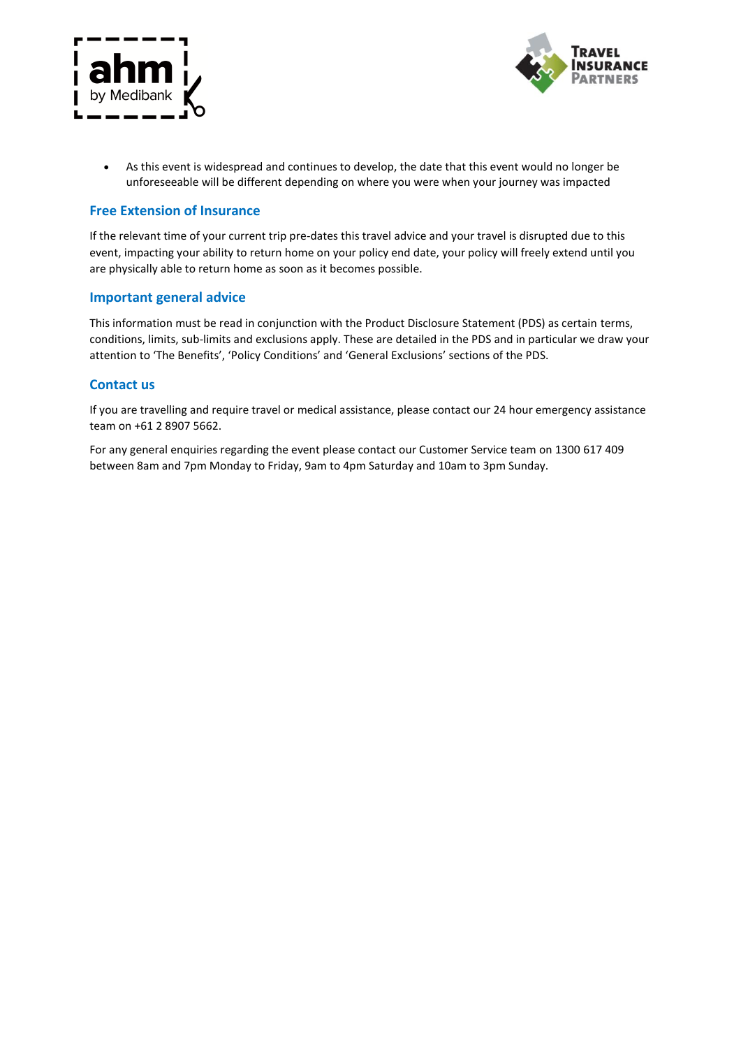- As this event is widespread and continues to develop, the date that this event would no longer be unforeseeable will be different depending on where you were when your journey was impacted

## Free Extension of Insurance

If the relevant time of your current trip pre-dates this travel advice and your travel is disrupted due to this event, impacting your ability to return home on your policy end date, your policy will freely extend until you are physically able to return home as soon as it becomes possible.

## Important general advice

This information must be read in conjunction with the Product Disclosure Statement (PDS) as certain terms, conditions, limits, sub-limits and exclusions apply. These are detailed in the PDS and in particular we draw your attention to 'The Benefits', 'Policy Conditions' and 'General Exclusions' sections of the PDS.

## Contact us

If you are travelling and require travel or medical assistance, please contact our 24 hour emergency assistance team on +61 2 8907 5662.

For any general enquiries regarding the event please contact our Customer Service team on 1300 617 409 between 8am and 7pm Monday to Friday, 9am to 4pm Saturday and 10am to 3pm Sunday.